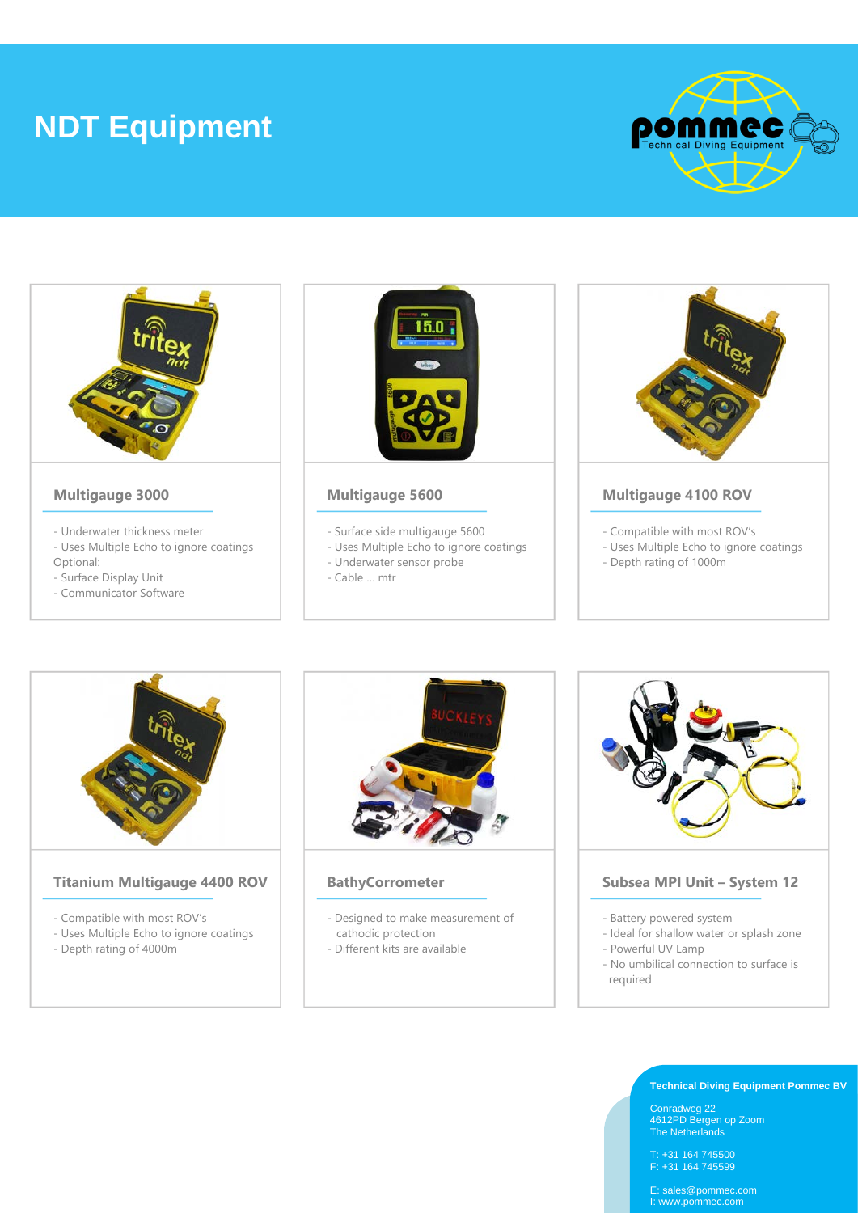# NDT Equipment

### Multigauge 3000

- Underwater thickness meter
- Uses Multiple Echo to ignore coatings

Optional:

- Surface Display Unit
- Communicator Software

### Multigauge 5600

- Surface side multigauge 5600
- Uses Multiple Echo to ignore coatings
- Underwater sensor probe
- Cable … mtr

### Multigauge 4100 ROV

- Compatible with most ROV's
- Uses Multiple Echo to ignore coatings
- Depth rating of 1000m

### Titanium Multigauge 4400 ROV

- Compatible with most ROV's
- Uses Multiple Echo to ignore coatings
- Depth rating of 4000m

### BathyCorrometer

- Designed to make measurement of cathodic protection
- Different kits are available

### Subsea MPI Unit – System 12

- Battery powered system
- Ideal for shallow water or splash zone
- Powerful UV Lamp
- No umbilical connection to surface is required

**Technical Diving Equipment Pommec BV**

Conradweg 22
4612PD Bergen op Zoom
The Netherlands

T: +31 164 745500
F: +31 164 745599

E: sales@pommec.com
I: www.pommec.com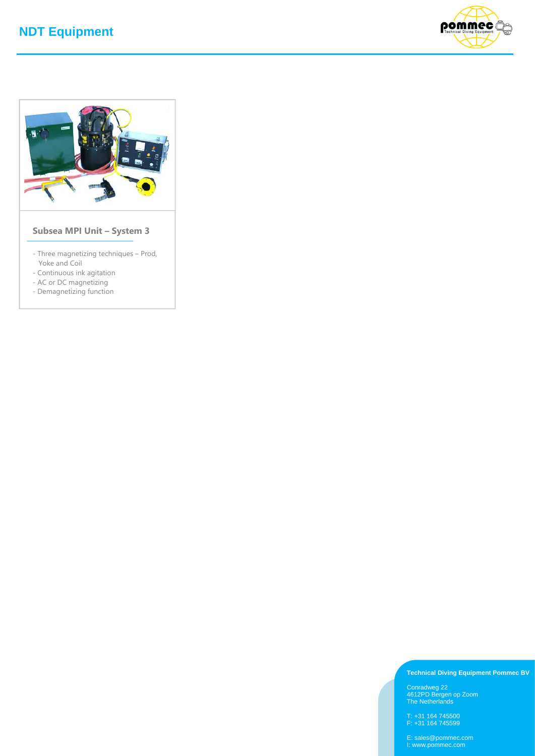# NDT Equipment

## Subsea MPI Unit – System 3

- Three magnetizing techniques – Prod, Yoke and Coil
- Continuous ink agitation
- AC or DC magnetizing
- Demagnetizing function

**Technical Diving Equipment Pommec BV**

Conradweg 22
4612PD Bergen op Zoom
The Netherlands

T: +31 164 745500
F: +31 164 745599

E: sales@pommec.com
I: www.pommec.com